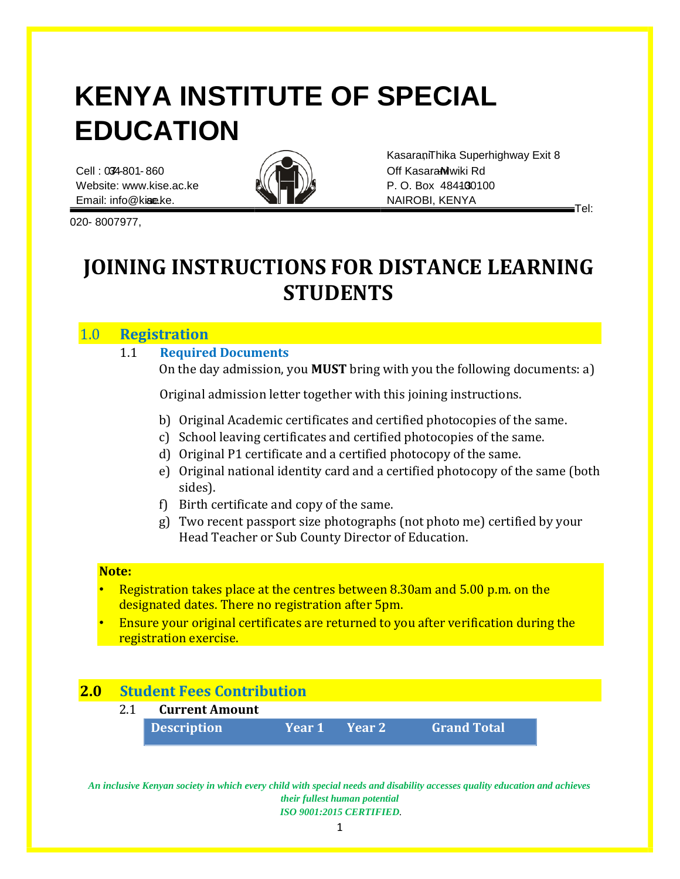# KENYA INSTITUTE OF SPECIAL EDUCATION

Cell : 0734-801-860
Website: www.kise.ac.ke
Email: info@kise.ac.ke.
Tel: 020- 8007977,

Kasarani, Thika Superhighway Exit 8
Off Kasarani Mwiki Rd
P. O. Box 48413-00100
NAIROBI, KENYA

# JOINING INSTRUCTIONS FOR DISTANCE LEARNING STUDENTS

## 1.0 Registration

### 1.1 Required Documents

On the day admission, you **MUST** bring with you the following documents:

a) Original admission letter together with this joining instructions.

b) Original Academic certificates and certified photocopies of the same.
c) School leaving certificates and certified photocopies of the same.
d) Original P1 certificate and a certified photocopy of the same.
e) Original national identity card and a certified photocopy of the same (both sides).
f) Birth certificate and copy of the same.
g) Two recent passport size photographs (not photo me) certified by your Head Teacher or Sub County Director of Education.

**Note:**

- Registration takes place at the centres between 8.30am and 5.00 p.m. on the designated dates. There no registration after 5pm.
- Ensure your original certificates are returned to you after verification during the registration exercise.

## 2.0 Student Fees Contribution

### 2.1 Current Amount

| Description | Year 1 | Year 2 | Grand Total |
|---|---|---|---|

*An inclusive Kenyan society in which every child with special needs and disability accesses quality education and achieves their fullest human potential*

*ISO 9001:2015 CERTIFIED*.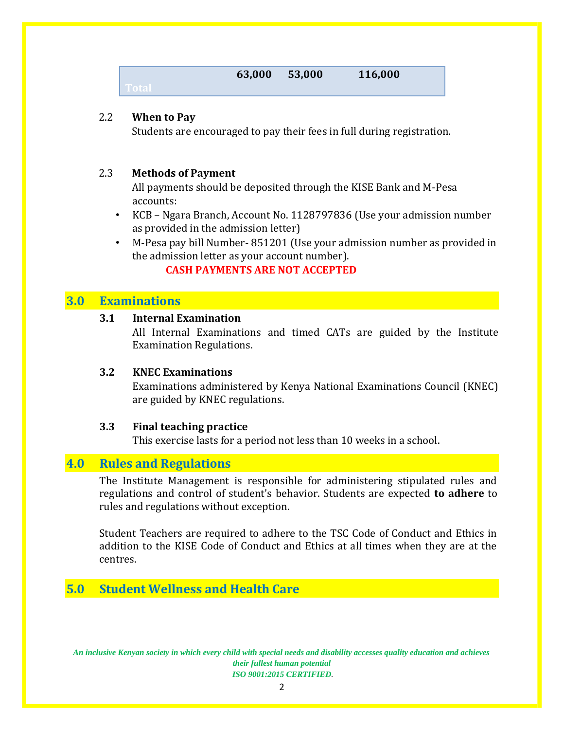| Total | 63,000 | 53,000 | 116,000 |
|---|---|---|---|

2.2 **When to Pay**

Students are encouraged to pay their fees in full during registration.

2.3 **Methods of Payment**

All payments should be deposited through the KISE Bank and M-Pesa accounts:

- KCB – Ngara Branch, Account No. 1128797836 (Use your admission number as provided in the admission letter)
- M-Pesa pay bill Number- 851201 (Use your admission number as provided in the admission letter as your account number).

**CASH PAYMENTS ARE NOT ACCEPTED**

## 3.0 Examinations

### 3.1 Internal Examination

All Internal Examinations and timed CATs are guided by the Institute Examination Regulations.

### 3.2 KNEC Examinations

Examinations administered by Kenya National Examinations Council (KNEC) are guided by KNEC regulations.

### 3.3 Final teaching practice

This exercise lasts for a period not less than 10 weeks in a school.

## 4.0 Rules and Regulations

The Institute Management is responsible for administering stipulated rules and regulations and control of student's behavior. Students are expected **to adhere** to rules and regulations without exception.

Student Teachers are required to adhere to the TSC Code of Conduct and Ethics in addition to the KISE Code of Conduct and Ethics at all times when they are at the centres.

## 5.0 Student Wellness and Health Care

*An inclusive Kenyan society in which every child with special needs and disability accesses quality education and achieves their fullest human potential*
*ISO 9001:2015 CERTIFIED.*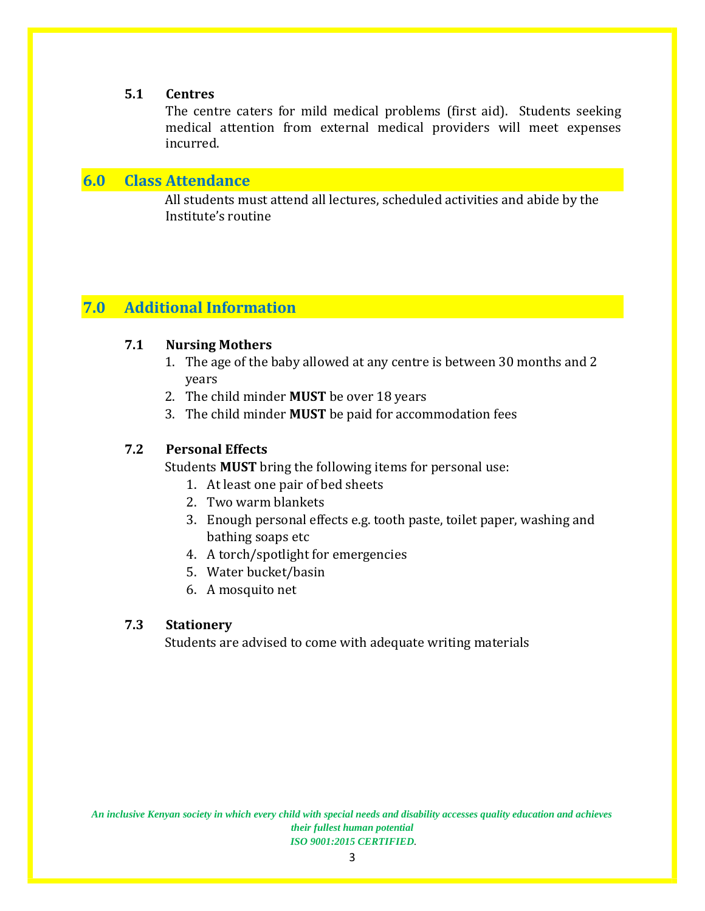### 5.1 Centres

The centre caters for mild medical problems (first aid). Students seeking medical attention from external medical providers will meet expenses incurred.

## 6.0 Class Attendance

All students must attend all lectures, scheduled activities and abide by the Institute's routine

## 7.0 Additional Information

### 7.1 Nursing Mothers

1. The age of the baby allowed at any centre is between 30 months and 2 years
2. The child minder **MUST** be over 18 years
3. The child minder **MUST** be paid for accommodation fees

### 7.2 Personal Effects

Students **MUST** bring the following items for personal use:

1. At least one pair of bed sheets
2. Two warm blankets
3. Enough personal effects e.g. tooth paste, toilet paper, washing and bathing soaps etc
4. A torch/spotlight for emergencies
5. Water bucket/basin
6. A mosquito net

### 7.3 Stationery

Students are advised to come with adequate writing materials

*An inclusive Kenyan society in which every child with special needs and disability accesses quality education and achieves their fullest human potential*

*ISO 9001:2015 CERTIFIED.*